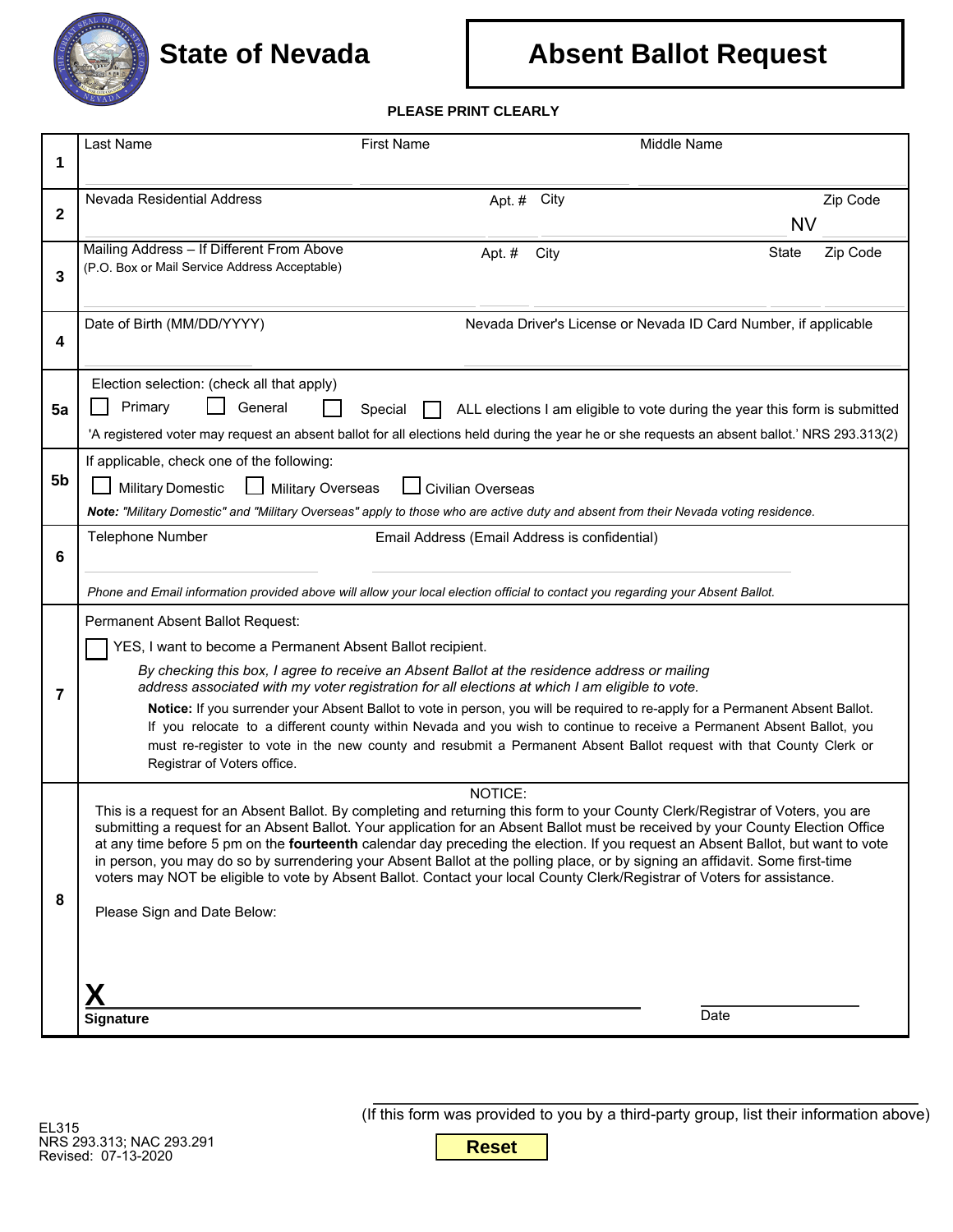# State of Nevada

# Absent Ballot Request

**PLEASE PRINT CLEARLY**

| | |
|---|---|
| **1** | Last Name &nbsp;&nbsp;&nbsp; First Name &nbsp;&nbsp;&nbsp; Middle Name |
| **2** | Nevada Residential Address &nbsp;&nbsp;&nbsp; Apt. # &nbsp;&nbsp;&nbsp; City &nbsp;&nbsp;&nbsp; NV &nbsp;&nbsp;&nbsp; Zip Code |
| **3** | Mailing Address – If Different From Above (P.O. Box or Mail Service Address Acceptable) &nbsp;&nbsp;&nbsp; Apt. # &nbsp;&nbsp;&nbsp; City &nbsp;&nbsp;&nbsp; State &nbsp;&nbsp;&nbsp; Zip Code |
| **4** | Date of Birth (MM/DD/YYYY) &nbsp;&nbsp;&nbsp; Nevada Driver's License or Nevada ID Card Number, if applicable |
| **5a** | Election selection: (check all that apply)<br>☐ Primary ☐ General ☐ Special ☐ ALL elections I am eligible to vote during the year this form is submitted<br>'A registered voter may request an absent ballot for all elections held during the year he or she requests an absent ballot.' NRS 293.313(2) |
| **5b** | If applicable, check one of the following:<br>☐ Military Domestic ☐ Military Overseas ☐ Civilian Overseas<br>***Note:*** *"Military Domestic" and "Military Overseas" apply to those who are active duty and absent from their Nevada voting residence.* |
| **6** | Telephone Number &nbsp;&nbsp;&nbsp; Email Address (Email Address is confidential)<br>*Phone and Email information provided above will allow your local election official to contact you regarding your Absent Ballot.* |
| **7** | Permanent Absent Ballot Request:<br>☐ YES, I want to become a Permanent Absent Ballot recipient.<br>*By checking this box, I agree to receive an Absent Ballot at the residence address or mailing address associated with my voter registration for all elections at which I am eligible to vote.*<br>**Notice:** If you surrender your Absent Ballot to vote in person, you will be required to re-apply for a Permanent Absent Ballot. If you relocate to a different county within Nevada and you wish to continue to receive a Permanent Absent Ballot, you must re-register to vote in the new county and resubmit a Permanent Absent Ballot request with that County Clerk or Registrar of Voters office. |
| **8** | NOTICE:<br>This is a request for an Absent Ballot. By completing and returning this form to your County Clerk/Registrar of Voters, you are submitting a request for an Absent Ballot. Your application for an Absent Ballot must be received by your County Election Office at any time before 5 pm on the **fourteenth** calendar day preceding the election. If you request an Absent Ballot, but want to vote in person, you may do so by surrendering your Absent Ballot at the polling place, or by signing an affidavit. Some first-time voters may NOT be eligible to vote by Absent Ballot. Contact your local County Clerk/Registrar of Voters for assistance.<br>Please Sign and Date Below:<br>**X** ______________________ &nbsp;&nbsp;&nbsp; ______________<br>**Signature** &nbsp;&nbsp;&nbsp; Date |

(If this form was provided to you by a third-party group, list their information above)

EL315
NRS 293.313; NAC 293.291
Revised: 07-13-2020

Reset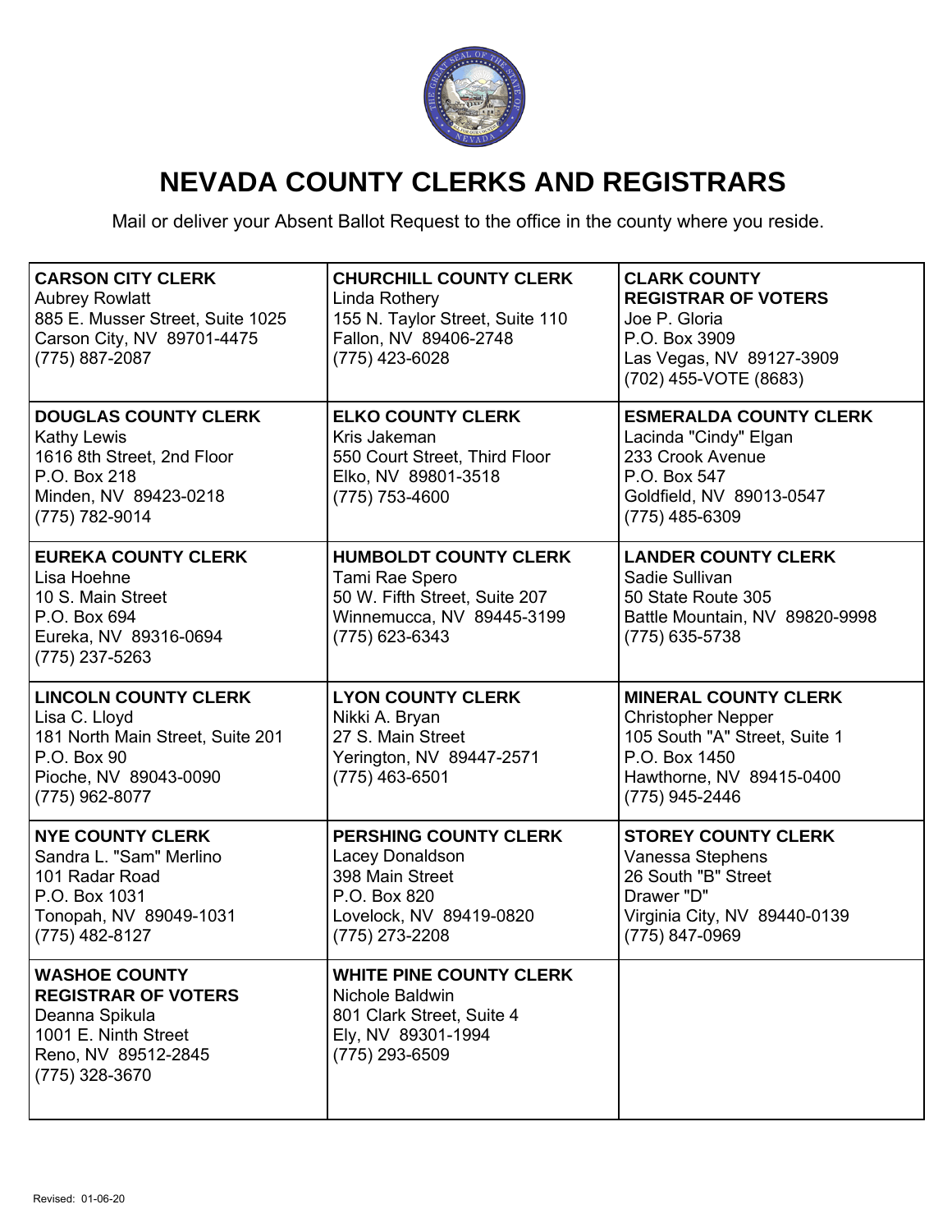# NEVADA COUNTY CLERKS AND REGISTRARS

Mail or deliver your Absent Ballot Request to the office in the county where you reside.

| | | |
|---|---|---|
| **CARSON CITY CLERK**<br>Aubrey Rowlatt<br>885 E. Musser Street, Suite 1025<br>Carson City, NV 89701-4475<br>(775) 887-2087 | **CHURCHILL COUNTY CLERK**<br>Linda Rothery<br>155 N. Taylor Street, Suite 110<br>Fallon, NV 89406-2748<br>(775) 423-6028 | **CLARK COUNTY REGISTRAR OF VOTERS**<br>Joe P. Gloria<br>P.O. Box 3909<br>Las Vegas, NV 89127-3909<br>(702) 455-VOTE (8683) |
| **DOUGLAS COUNTY CLERK**<br>Kathy Lewis<br>1616 8th Street, 2nd Floor<br>P.O. Box 218<br>Minden, NV 89423-0218<br>(775) 782-9014 | **ELKO COUNTY CLERK**<br>Kris Jakeman<br>550 Court Street, Third Floor<br>Elko, NV 89801-3518<br>(775) 753-4600 | **ESMERALDA COUNTY CLERK**<br>Lacinda "Cindy" Elgan<br>233 Crook Avenue<br>P.O. Box 547<br>Goldfield, NV 89013-0547<br>(775) 485-6309 |
| **EUREKA COUNTY CLERK**<br>Lisa Hoehne<br>10 S. Main Street<br>P.O. Box 694<br>Eureka, NV 89316-0694<br>(775) 237-5263 | **HUMBOLDT COUNTY CLERK**<br>Tami Rae Spero<br>50 W. Fifth Street, Suite 207<br>Winnemucca, NV 89445-3199<br>(775) 623-6343 | **LANDER COUNTY CLERK**<br>Sadie Sullivan<br>50 State Route 305<br>Battle Mountain, NV 89820-9998<br>(775) 635-5738 |
| **LINCOLN COUNTY CLERK**<br>Lisa C. Lloyd<br>181 North Main Street, Suite 201<br>P.O. Box 90<br>Pioche, NV 89043-0090<br>(775) 962-8077 | **LYON COUNTY CLERK**<br>Nikki A. Bryan<br>27 S. Main Street<br>Yerington, NV 89447-2571<br>(775) 463-6501 | **MINERAL COUNTY CLERK**<br>Christopher Nepper<br>105 South "A" Street, Suite 1<br>P.O. Box 1450<br>Hawthorne, NV 89415-0400<br>(775) 945-2446 |
| **NYE COUNTY CLERK**<br>Sandra L. "Sam" Merlino<br>101 Radar Road<br>P.O. Box 1031<br>Tonopah, NV 89049-1031<br>(775) 482-8127 | **PERSHING COUNTY CLERK**<br>Lacey Donaldson<br>398 Main Street<br>P.O. Box 820<br>Lovelock, NV 89419-0820<br>(775) 273-2208 | **STOREY COUNTY CLERK**<br>Vanessa Stephens<br>26 South "B" Street<br>Drawer "D"<br>Virginia City, NV 89440-0139<br>(775) 847-0969 |
| **WASHOE COUNTY REGISTRAR OF VOTERS**<br>Deanna Spikula<br>1001 E. Ninth Street<br>Reno, NV 89512-2845<br>(775) 328-3670 | **WHITE PINE COUNTY CLERK**<br>Nichole Baldwin<br>801 Clark Street, Suite 4<br>Ely, NV 89301-1994<br>(775) 293-6509 | |

Revised: 01-06-20